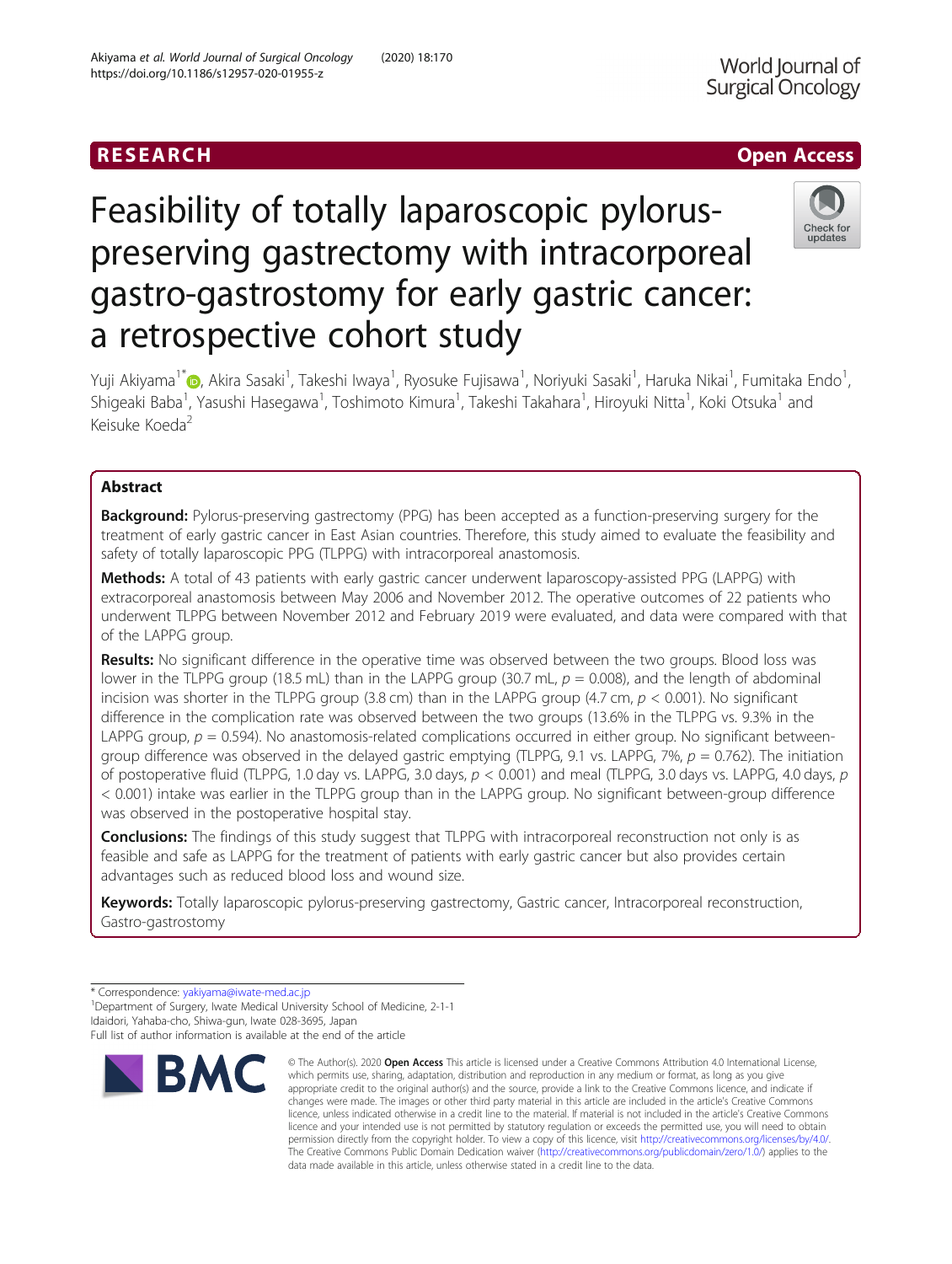RESEARCH

Open Access

# Feasibility of totally laparoscopic pylorus-preserving gastrectomy with intracorporeal gastro-gastrostomy for early gastric cancer: a retrospective cohort study

Yuji Akiyama[1*], Akira Sasaki[1], Takeshi Iwaya[1], Ryosuke Fujisawa[1], Noriyuki Sasaki[1], Haruka Nikai[1], Fumitaka Endo[1], Shigeaki Baba[1], Yasushi Hasegawa[1], Toshimoto Kimura[1], Takeshi Takahara[1], Hiroyuki Nitta[1], Koki Otsuka[1] and Keisuke Koeda[2]

## Abstract

**Background:** Pylorus-preserving gastrectomy (PPG) has been accepted as a function-preserving surgery for the treatment of early gastric cancer in East Asian countries. Therefore, this study aimed to evaluate the feasibility and safety of totally laparoscopic PPG (TLPPG) with intracorporeal anastomosis.

**Methods:** A total of 43 patients with early gastric cancer underwent laparoscopy-assisted PPG (LAPPG) with extracorporeal anastomosis between May 2006 and November 2012. The operative outcomes of 22 patients who underwent TLPPG between November 2012 and February 2019 were evaluated, and data were compared with that of the LAPPG group.

**Results:** No significant difference in the operative time was observed between the two groups. Blood loss was lower in the TLPPG group (18.5 mL) than in the LAPPG group (30.7 mL, $p = 0.008$), and the length of abdominal incision was shorter in the TLPPG group (3.8 cm) than in the LAPPG group (4.7 cm, $p < 0.001$). No significant difference in the complication rate was observed between the two groups (13.6% in the TLPPG vs. 9.3% in the LAPPG group, $p = 0.594$). No anastomosis-related complications occurred in either group. No significant between-group difference was observed in the delayed gastric emptying (TLPPG, 9.1 vs. LAPPG, 7%, $p = 0.762$). The initiation of postoperative fluid (TLPPG, 1.0 day vs. LAPPG, 3.0 days, $p < 0.001$) and meal (TLPPG, 3.0 days vs. LAPPG, 4.0 days, $p < 0.001$) intake was earlier in the TLPPG group than in the LAPPG group. No significant between-group difference was observed in the postoperative hospital stay.

**Conclusions:** The findings of this study suggest that TLPPG with intracorporeal reconstruction not only is as feasible and safe as LAPPG for the treatment of patients with early gastric cancer but also provides certain advantages such as reduced blood loss and wound size.

**Keywords:** Totally laparoscopic pylorus-preserving gastrectomy, Gastric cancer, Intracorporeal reconstruction, Gastro-gastrostomy

* Correspondence: yakiyama@iwate-med.ac.jp
[1]Department of Surgery, Iwate Medical University School of Medicine, 2-1-1 Idaidori, Yahaba-cho, Shiwa-gun, Iwate 028-3695, Japan
Full list of author information is available at the end of the article

© The Author(s). 2020 **Open Access** This article is licensed under a Creative Commons Attribution 4.0 International License, which permits use, sharing, adaptation, distribution and reproduction in any medium or format, as long as you give appropriate credit to the original author(s) and the source, provide a link to the Creative Commons licence, and indicate if changes were made. The images or other third party material in this article are included in the article's Creative Commons licence, unless indicated otherwise in a credit line to the material. If material is not included in the article's Creative Commons licence and your intended use is not permitted by statutory regulation or exceeds the permitted use, you will need to obtain permission directly from the copyright holder. To view a copy of this licence, visit http://creativecommons.org/licenses/by/4.0/. The Creative Commons Public Domain Dedication waiver (http://creativecommons.org/publicdomain/zero/1.0/) applies to the data made available in this article, unless otherwise stated in a credit line to the data.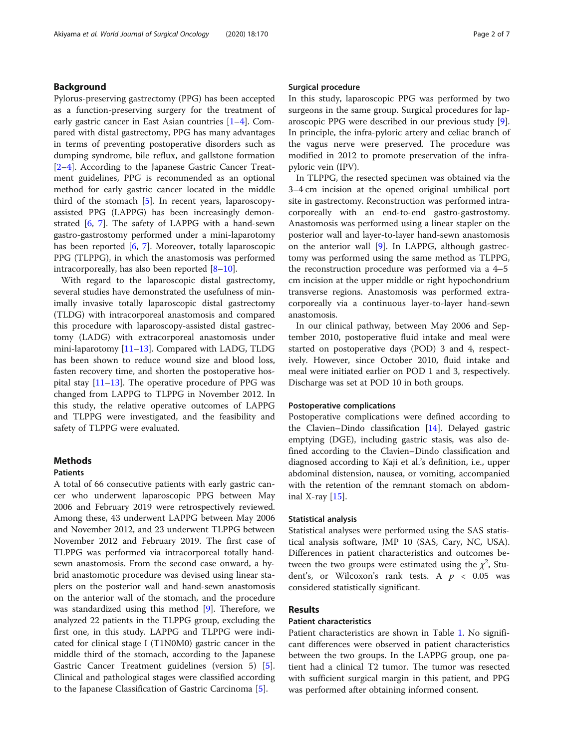## Background

Pylorus-preserving gastrectomy (PPG) has been accepted as a function-preserving surgery for the treatment of early gastric cancer in East Asian countries [1–4]. Compared with distal gastrectomy, PPG has many advantages in terms of preventing postoperative disorders such as dumping syndrome, bile reflux, and gallstone formation [2–4]. According to the Japanese Gastric Cancer Treatment guidelines, PPG is recommended as an optional method for early gastric cancer located in the middle third of the stomach [5]. In recent years, laparoscopy-assisted PPG (LAPPG) has been increasingly demonstrated [6, 7]. The safety of LAPPG with a hand-sewn gastro-gastrostomy performed under a mini-laparotomy has been reported [6, 7]. Moreover, totally laparoscopic PPG (TLPPG), in which the anastomosis was performed intracorporeally, has also been reported [8–10].

With regard to the laparoscopic distal gastrectomy, several studies have demonstrated the usefulness of minimally invasive totally laparoscopic distal gastrectomy (TLDG) with intracorporeal anastomosis and compared this procedure with laparoscopy-assisted distal gastrectomy (LADG) with extracorporeal anastomosis under mini-laparotomy [11–13]. Compared with LADG, TLDG has been shown to reduce wound size and blood loss, fasten recovery time, and shorten the postoperative hospital stay [11–13]. The operative procedure of PPG was changed from LAPPG to TLPPG in November 2012. In this study, the relative operative outcomes of LAPPG and TLPPG were investigated, and the feasibility and safety of TLPPG were evaluated.

## Methods

### Patients

A total of 66 consecutive patients with early gastric cancer who underwent laparoscopic PPG between May 2006 and February 2019 were retrospectively reviewed. Among these, 43 underwent LAPPG between May 2006 and November 2012, and 23 underwent TLPPG between November 2012 and February 2019. The first case of TLPPG was performed via intracorporeal totally hand-sewn anastomosis. From the second case onward, a hybrid anastomotic procedure was devised using linear staplers on the posterior wall and hand-sewn anastomosis on the anterior wall of the stomach, and the procedure was standardized using this method [9]. Therefore, we analyzed 22 patients in the TLPPG group, excluding the first one, in this study. LAPPG and TLPPG were indicated for clinical stage I (T1N0M0) gastric cancer in the middle third of the stomach, according to the Japanese Gastric Cancer Treatment guidelines (version 5) [5]. Clinical and pathological stages were classified according to the Japanese Classification of Gastric Carcinoma [5].

### Surgical procedure

In this study, laparoscopic PPG was performed by two surgeons in the same group. Surgical procedures for laparoscopic PPG were described in our previous study [9]. In principle, the infra-pyloric artery and celiac branch of the vagus nerve were preserved. The procedure was modified in 2012 to promote preservation of the infra-pyloric vein (IPV).

In TLPPG, the resected specimen was obtained via the 3–4 cm incision at the opened original umbilical port site in gastrectomy. Reconstruction was performed intracorporeally with an end-to-end gastro-gastrostomy. Anastomosis was performed using a linear stapler on the posterior wall and layer-to-layer hand-sewn anastomosis on the anterior wall [9]. In LAPPG, although gastrectomy was performed using the same method as TLPPG, the reconstruction procedure was performed via a 4–5 cm incision at the upper middle or right hypochondrium transverse regions. Anastomosis was performed extracorporeally via a continuous layer-to-layer hand-sewn anastomosis.

In our clinical pathway, between May 2006 and September 2010, postoperative fluid intake and meal were started on postoperative days (POD) 3 and 4, respectively. However, since October 2010, fluid intake and meal were initiated earlier on POD 1 and 3, respectively. Discharge was set at POD 10 in both groups.

### Postoperative complications

Postoperative complications were defined according to the Clavien–Dindo classification [14]. Delayed gastric emptying (DGE), including gastric stasis, was also defined according to the Clavien–Dindo classification and diagnosed according to Kaji et al.'s definition, i.e., upper abdominal distension, nausea, or vomiting, accompanied with the retention of the remnant stomach on abdominal X-ray [15].

### Statistical analysis

Statistical analyses were performed using the SAS statistical analysis software, JMP 10 (SAS, Cary, NC, USA). Differences in patient characteristics and outcomes between the two groups were estimated using the $\chi^2$, Student's, or Wilcoxon's rank tests. A $p < 0.05$ was considered statistically significant.

## Results

### Patient characteristics

Patient characteristics are shown in Table 1. No significant differences were observed in patient characteristics between the two groups. In the LAPPG group, one patient had a clinical T2 tumor. The tumor was resected with sufficient surgical margin in this patient, and PPG was performed after obtaining informed consent.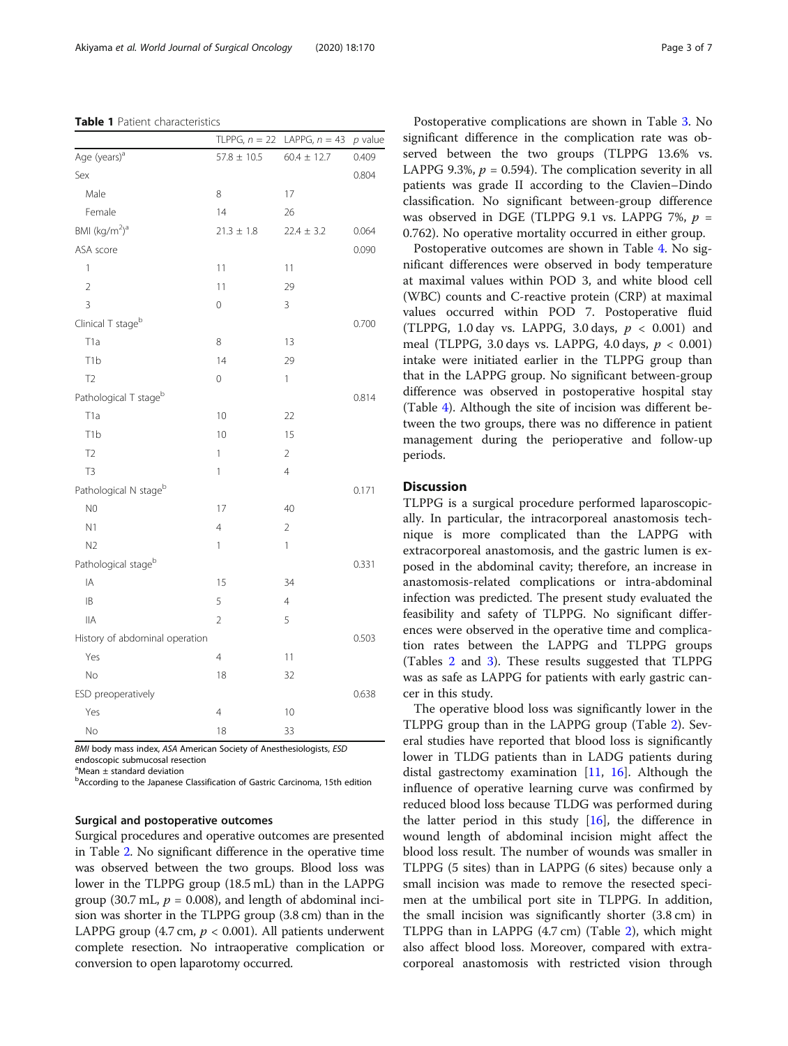**Table 1** Patient characteristics

| | TLPPG, $n = 22$ | LAPPG, $n = 43$ | $p$ value |
|---|---|---|---|
| Age (years)[a] | 57.8 ± 10.5 | 60.4 ± 12.7 | 0.409 |
| Sex | | | 0.804 |
| Male | 8 | 17 | |
| Female | 14 | 26 | |
| BMI (kg/m$^2$)[a] | 21.3 ± 1.8 | 22.4 ± 3.2 | 0.064 |
| ASA score | | | 0.090 |
| 1 | 11 | 11 | |
| 2 | 11 | 29 | |
| 3 | 0 | 3 | |
| Clinical T stage[b] | | | 0.700 |
| T1a | 8 | 13 | |
| T1b | 14 | 29 | |
| T2 | 0 | 1 | |
| Pathological T stage[b] | | | 0.814 |
| T1a | 10 | 22 | |
| T1b | 10 | 15 | |
| T2 | 1 | 2 | |
| T3 | 1 | 4 | |
| Pathological N stage[b] | | | 0.171 |
| N0 | 17 | 40 | |
| N1 | 4 | 2 | |
| N2 | 1 | 1 | |
| Pathological stage[b] | | | 0.331 |
| IA | 15 | 34 | |
| IB | 5 | 4 | |
| IIA | 2 | 5 | |
| History of abdominal operation | | | 0.503 |
| Yes | 4 | 11 | |
| No | 18 | 32 | |
| ESD preoperatively | | | 0.638 |
| Yes | 4 | 10 | |
| No | 18 | 33 | |

*BMI* body mass index, *ASA* American Society of Anesthesiologists, *ESD* endoscopic submucosal resection
[a]Mean ± standard deviation
[b]According to the Japanese Classification of Gastric Carcinoma, 15th edition

### Surgical and postoperative outcomes

Surgical procedures and operative outcomes are presented in Table 2. No significant difference in the operative time was observed between the two groups. Blood loss was lower in the TLPPG group (18.5 mL) than in the LAPPG group (30.7 mL, $p = 0.008$), and length of abdominal incision was shorter in the TLPPG group (3.8 cm) than in the LAPPG group (4.7 cm, $p < 0.001$). All patients underwent complete resection. No intraoperative complication or conversion to open laparotomy occurred.

Postoperative complications are shown in Table 3. No significant difference in the complication rate was observed between the two groups (TLPPG 13.6% vs. LAPPG 9.3%, $p = 0.594$). The complication severity in all patients was grade II according to the Clavien–Dindo classification. No significant between-group difference was observed in DGE (TLPPG 9.1 vs. LAPPG 7%, $p = 0.762$). No operative mortality occurred in either group.

Postoperative outcomes are shown in Table 4. No significant differences were observed in body temperature at maximal values within POD 3, and white blood cell (WBC) counts and C-reactive protein (CRP) at maximal values occurred within POD 7. Postoperative fluid (TLPPG, 1.0 day vs. LAPPG, 3.0 days, $p < 0.001$) and meal (TLPPG, 3.0 days vs. LAPPG, 4.0 days, $p < 0.001$) intake were initiated earlier in the TLPPG group than that in the LAPPG group. No significant between-group difference was observed in postoperative hospital stay (Table 4). Although the site of incision was different between the two groups, there was no difference in patient management during the perioperative and follow-up periods.

## Discussion

TLPPG is a surgical procedure performed laparoscopically. In particular, the intracorporeal anastomosis technique is more complicated than the LAPPG with extracorporeal anastomosis, and the gastric lumen is exposed in the abdominal cavity; therefore, an increase in anastomosis-related complications or intra-abdominal infection was predicted. The present study evaluated the feasibility and safety of TLPPG. No significant differences were observed in the operative time and complication rates between the LAPPG and TLPPG groups (Tables 2 and 3). These results suggested that TLPPG was as safe as LAPPG for patients with early gastric cancer in this study.

The operative blood loss was significantly lower in the TLPPG group than in the LAPPG group (Table 2). Several studies have reported that blood loss is significantly lower in TLDG patients than in LADG patients during distal gastrectomy examination [11, 16]. Although the influence of operative learning curve was confirmed by reduced blood loss because TLDG was performed during the latter period in this study [16], the difference in wound length of abdominal incision might affect the blood loss result. The number of wounds was smaller in TLPPG (5 sites) than in LAPPG (6 sites) because only a small incision was made to remove the resected specimen at the umbilical port site in TLPPG. In addition, the small incision was significantly shorter (3.8 cm) in TLPPG than in LAPPG (4.7 cm) (Table 2), which might also affect blood loss. Moreover, compared with extracorporeal anastomosis with restricted vision through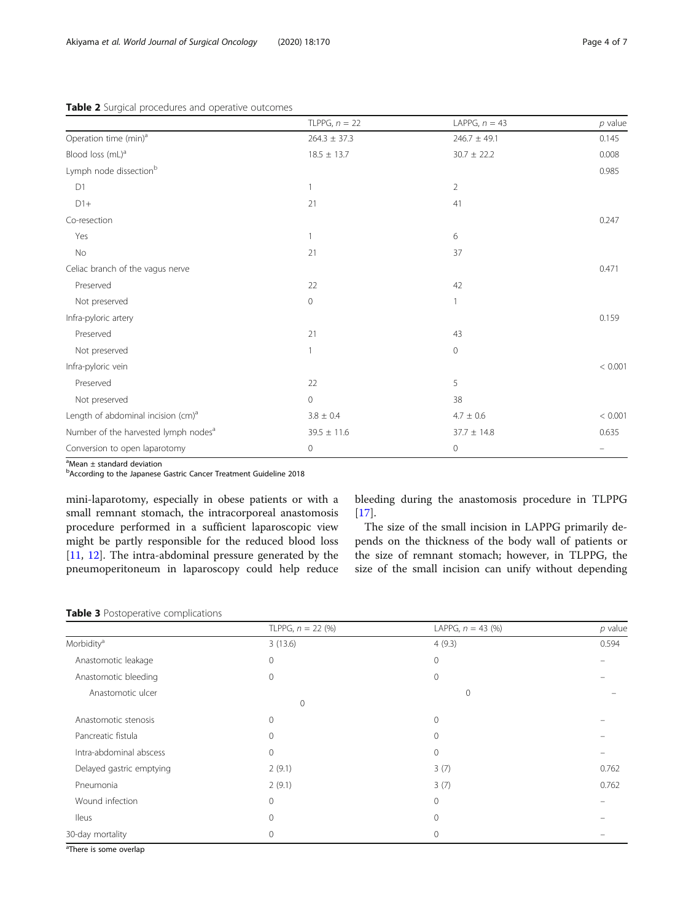**Table 2** Surgical procedures and operative outcomes

| | TLPPG, $n$ = 22 | LAPPG, $n$ = 43 | $p$ value |
|---|---|---|---|
| Operation time (min)[a] | 264.3 ± 37.3 | 246.7 ± 49.1 | 0.145 |
| Blood loss (mL)[a] | 18.5 ± 13.7 | 30.7 ± 22.2 | 0.008 |
| Lymph node dissection[b] | | | 0.985 |
| D1 | 1 | 2 | |
| D1+ | 21 | 41 | |
| Co-resection | | | 0.247 |
| Yes | 1 | 6 | |
| No | 21 | 37 | |
| Celiac branch of the vagus nerve | | | 0.471 |
| Preserved | 22 | 42 | |
| Not preserved | 0 | 1 | |
| Infra-pyloric artery | | | 0.159 |
| Preserved | 21 | 43 | |
| Not preserved | 1 | 0 | |
| Infra-pyloric vein | | | < 0.001 |
| Preserved | 22 | 5 | |
| Not preserved | 0 | 38 | |
| Length of abdominal incision (cm)[a] | 3.8 ± 0.4 | 4.7 ± 0.6 | < 0.001 |
| Number of the harvested lymph nodes[a] | 39.5 ± 11.6 | 37.7 ± 14.8 | 0.635 |
| Conversion to open laparotomy | 0 | 0 | – |

[a]Mean ± standard deviation
[b]According to the Japanese Gastric Cancer Treatment Guideline 2018

mini-laparotomy, especially in obese patients or with a small remnant stomach, the intracorporeal anastomosis procedure performed in a sufficient laparoscopic view might be partly responsible for the reduced blood loss [11, 12]. The intra-abdominal pressure generated by the pneumoperitoneum in laparoscopy could help reduce bleeding during the anastomosis procedure in TLPPG [17].

The size of the small incision in LAPPG primarily depends on the thickness of the body wall of patients or the size of remnant stomach; however, in TLPPG, the size of the small incision can unify without depending

**Table 3** Postoperative complications

| | TLPPG, $n$ = 22 (%) | LAPPG, $n$ = 43 (%) | $p$ value |
|---|---|---|---|
| Morbidity[a] | 3 (13.6) | 4 (9.3) | 0.594 |
| Anastomotic leakage | 0 | 0 | – |
| Anastomotic bleeding | 0 | 0 | – |
| Anastomotic ulcer | 0 | 0 | – |
| Anastomotic stenosis | 0 | 0 | – |
| Pancreatic fistula | 0 | 0 | – |
| Intra-abdominal abscess | 0 | 0 | – |
| Delayed gastric emptying | 2 (9.1) | 3 (7) | 0.762 |
| Pneumonia | 2 (9.1) | 3 (7) | 0.762 |
| Wound infection | 0 | 0 | – |
| Ileus | 0 | 0 | – |
| 30-day mortality | 0 | 0 | – |

[a]There is some overlap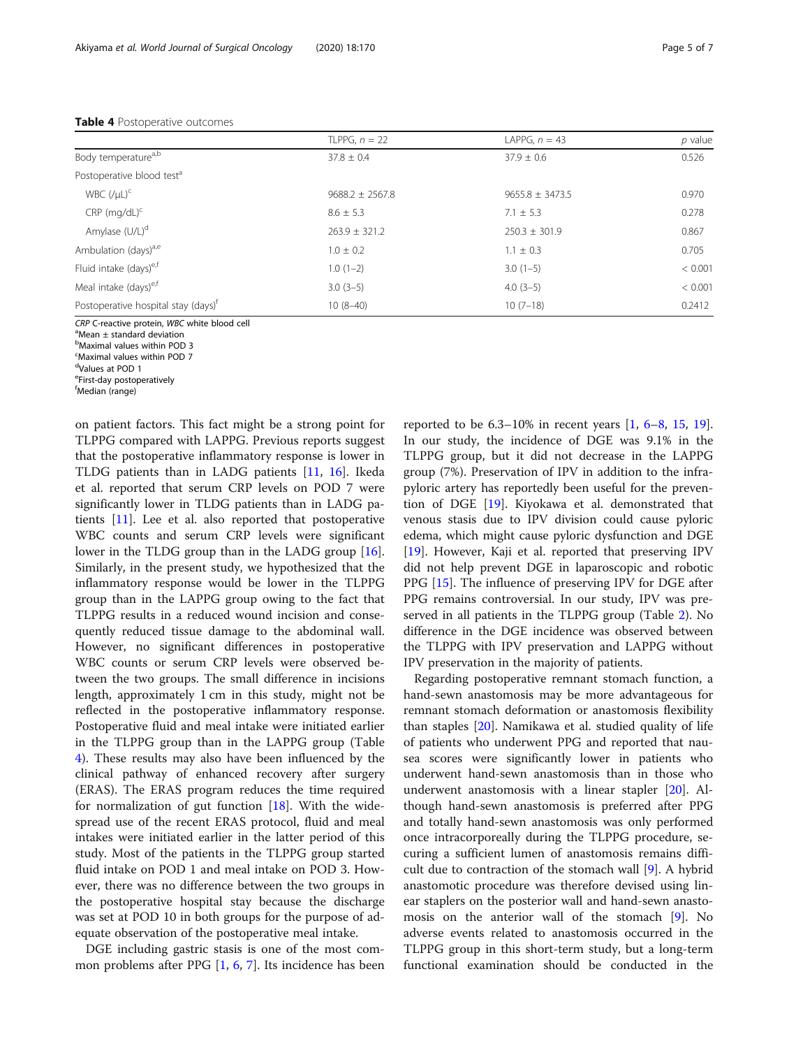**Table 4** Postoperative outcomes

| | TLPPG, $n$ = 22 | LAPPG, $n$ = 43 | $p$ value |
|---|---|---|---|
| Body temperature[a,b] | 37.8 ± 0.4 | 37.9 ± 0.6 | 0.526 |
| Postoperative blood test[a] | | | |
| WBC (/μL)[c] | 9688.2 ± 2567.8 | 9655.8 ± 3473.5 | 0.970 |
| CRP (mg/dL)[c] | 8.6 ± 5.3 | 7.1 ± 5.3 | 0.278 |
| Amylase (U/L)[d] | 263.9 ± 321.2 | 250.3 ± 301.9 | 0.867 |
| Ambulation (days)[a,e] | 1.0 ± 0.2 | 1.1 ± 0.3 | 0.705 |
| Fluid intake (days)[e,f] | 1.0 (1–2) | 3.0 (1–5) | < 0.001 |
| Meal intake (days)[e,f] | 3.0 (3–5) | 4.0 (3–5) | < 0.001 |
| Postoperative hospital stay (days)[f] | 10 (8–40) | 10 (7–18) | 0.2412 |

*CRP* C-reactive protein, *WBC* white blood cell
[a]Mean ± standard deviation
[b]Maximal values within POD 3
[c]Maximal values within POD 7
[d]Values at POD 1
[e]First-day postoperatively
[f]Median (range)

on patient factors. This fact might be a strong point for TLPPG compared with LAPPG. Previous reports suggest that the postoperative inflammatory response is lower in TLDG patients than in LADG patients [11, 16]. Ikeda et al. reported that serum CRP levels on POD 7 were significantly lower in TLDG patients than in LADG patients [11]. Lee et al. also reported that postoperative WBC counts and serum CRP levels were significant lower in the TLDG group than in the LADG group [16]. Similarly, in the present study, we hypothesized that the inflammatory response would be lower in the TLPPG group than in the LAPPG group owing to the fact that TLPPG results in a reduced wound incision and consequently reduced tissue damage to the abdominal wall. However, no significant differences in postoperative WBC counts or serum CRP levels were observed between the two groups. The small difference in incisions length, approximately 1 cm in this study, might not be reflected in the postoperative inflammatory response. Postoperative fluid and meal intake were initiated earlier in the TLPPG group than in the LAPPG group (Table 4). These results may also have been influenced by the clinical pathway of enhanced recovery after surgery (ERAS). The ERAS program reduces the time required for normalization of gut function [18]. With the widespread use of the recent ERAS protocol, fluid and meal intakes were initiated earlier in the latter period of this study. Most of the patients in the TLPPG group started fluid intake on POD 1 and meal intake on POD 3. However, there was no difference between the two groups in the postoperative hospital stay because the discharge was set at POD 10 in both groups for the purpose of adequate observation of the postoperative meal intake.

DGE including gastric stasis is one of the most common problems after PPG [1, 6, 7]. Its incidence has been reported to be 6.3–10% in recent years [1, 6–8, 15, 19]. In our study, the incidence of DGE was 9.1% in the TLPPG group, but it did not decrease in the LAPPG group (7%). Preservation of IPV in addition to the infrapyloric artery has reportedly been useful for the prevention of DGE [19]. Kiyokawa et al. demonstrated that venous stasis due to IPV division could cause pyloric edema, which might cause pyloric dysfunction and DGE [19]. However, Kaji et al. reported that preserving IPV did not help prevent DGE in laparoscopic and robotic PPG [15]. The influence of preserving IPV for DGE after PPG remains controversial. In our study, IPV was preserved in all patients in the TLPPG group (Table 2). No difference in the DGE incidence was observed between the TLPPG with IPV preservation and LAPPG without IPV preservation in the majority of patients.

Regarding postoperative remnant stomach function, a hand-sewn anastomosis may be more advantageous for remnant stomach deformation or anastomosis flexibility than staples [20]. Namikawa et al. studied quality of life of patients who underwent PPG and reported that nausea scores were significantly lower in patients who underwent hand-sewn anastomosis than in those who underwent anastomosis with a linear stapler [20]. Although hand-sewn anastomosis is preferred after PPG and totally hand-sewn anastomosis was only performed once intracorporeally during the TLPPG procedure, securing a sufficient lumen of anastomosis remains difficult due to contraction of the stomach wall [9]. A hybrid anastomotic procedure was therefore devised using linear staplers on the posterior wall and hand-sewn anastomosis on the anterior wall of the stomach [9]. No adverse events related to anastomosis occurred in the TLPPG group in this short-term study, but a long-term functional examination should be conducted in the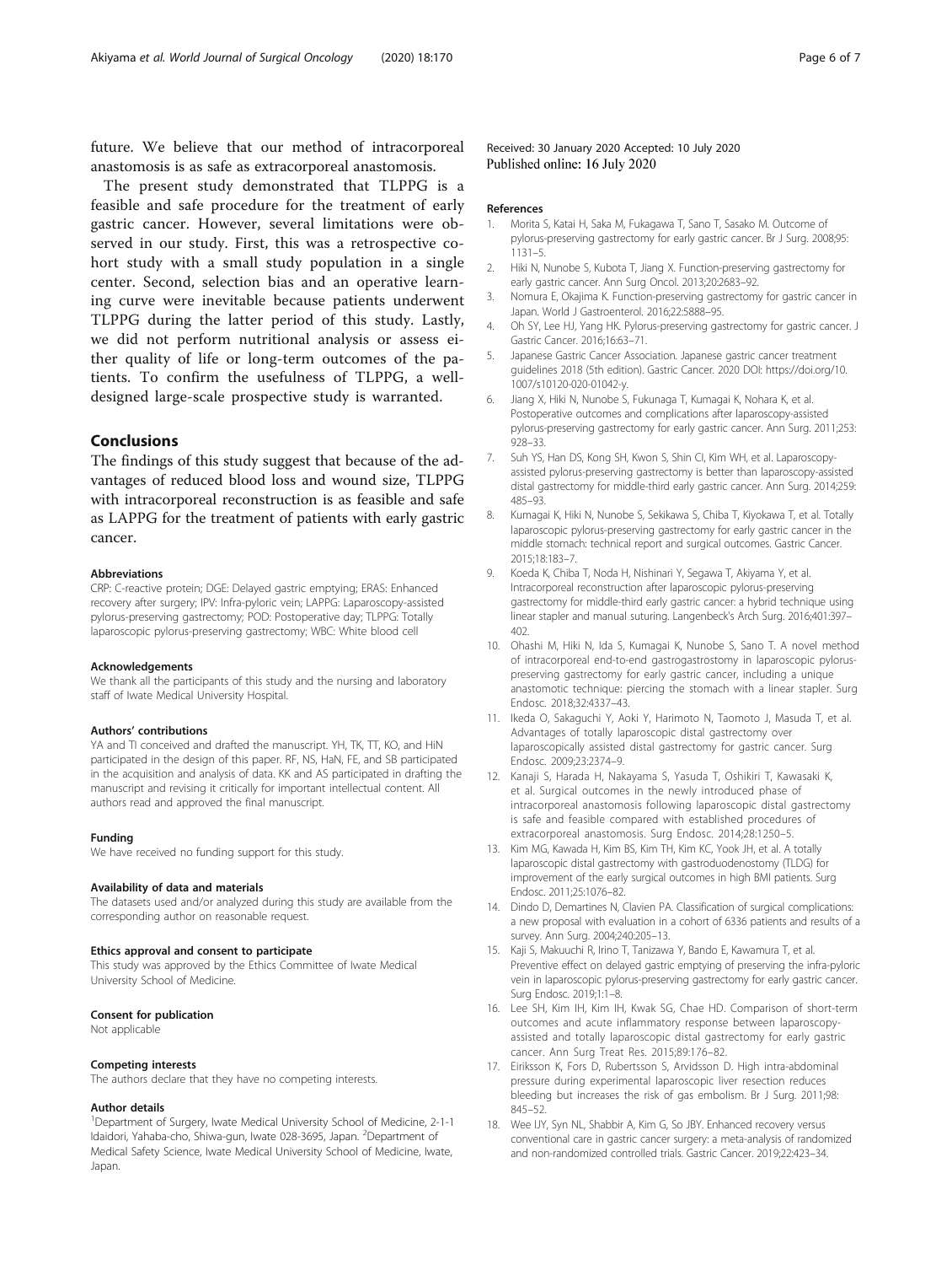future. We believe that our method of intracorporeal anastomosis is as safe as extracorporeal anastomosis.

The present study demonstrated that TLPPG is a feasible and safe procedure for the treatment of early gastric cancer. However, several limitations were observed in our study. First, this was a retrospective cohort study with a small study population in a single center. Second, selection bias and an operative learning curve were inevitable because patients underwent TLPPG during the latter period of this study. Lastly, we did not perform nutritional analysis or assess either quality of life or long-term outcomes of the patients. To confirm the usefulness of TLPPG, a well-designed large-scale prospective study is warranted.

## Conclusions

The findings of this study suggest that because of the advantages of reduced blood loss and wound size, TLPPG with intracorporeal reconstruction is as feasible and safe as LAPPG for the treatment of patients with early gastric cancer.

#### Abbreviations

CRP: C-reactive protein; DGE: Delayed gastric emptying; ERAS: Enhanced recovery after surgery; IPV: Infra-pyloric vein; LAPPG: Laparoscopy-assisted pylorus-preserving gastrectomy; POD: Postoperative day; TLPPG: Totally laparoscopic pylorus-preserving gastrectomy; WBC: White blood cell

#### Acknowledgements

We thank all the participants of this study and the nursing and laboratory staff of Iwate Medical University Hospital.

#### Authors' contributions

YA and TI conceived and drafted the manuscript. YH, TK, TT, KO, and HiN participated in the design of this paper. RF, NS, HaN, FE, and SB participated in the acquisition and analysis of data. KK and AS participated in drafting the manuscript and revising it critically for important intellectual content. All authors read and approved the final manuscript.

#### Funding

We have received no funding support for this study.

#### Availability of data and materials

The datasets used and/or analyzed during this study are available from the corresponding author on reasonable request.

#### Ethics approval and consent to participate

This study was approved by the Ethics Committee of Iwate Medical University School of Medicine.

#### Consent for publication

Not applicable

#### Competing interests

The authors declare that they have no competing interests.

#### Author details

[1]Department of Surgery, Iwate Medical University School of Medicine, 2-1-1 Idaidori, Yahaba-cho, Shiwa-gun, Iwate 028-3695, Japan. [2]Department of Medical Safety Science, Iwate Medical University School of Medicine, Iwate, Japan.

Received: 30 January 2020 Accepted: 10 July 2020
Published online: 16 July 2020

#### References

1. Morita S, Katai H, Saka M, Fukagawa T, Sano T, Sasako M. Outcome of pylorus-preserving gastrectomy for early gastric cancer. Br J Surg. 2008;95:1131–5.
2. Hiki N, Nunobe S, Kubota T, Jiang X. Function-preserving gastrectomy for early gastric cancer. Ann Surg Oncol. 2013;20:2683–92.
3. Nomura E, Okajima K. Function-preserving gastrectomy for gastric cancer in Japan. World J Gastroenterol. 2016;22:5888–95.
4. Oh SY, Lee HJ, Yang HK. Pylorus-preserving gastrectomy for gastric cancer. J Gastric Cancer. 2016;16:63–71.
5. Japanese Gastric Cancer Association. Japanese gastric cancer treatment guidelines 2018 (5th edition). Gastric Cancer. 2020 DOI: https://doi.org/10.1007/s10120-020-01042-y.
6. Jiang X, Hiki N, Nunobe S, Fukunaga T, Kumagai K, Nohara K, et al. Postoperative outcomes and complications after laparoscopy-assisted pylorus-preserving gastrectomy for early gastric cancer. Ann Surg. 2011;253:928–33.
7. Suh YS, Han DS, Kong SH, Kwon S, Shin CI, Kim WH, et al. Laparoscopy-assisted pylorus-preserving gastrectomy is better than laparoscopy-assisted distal gastrectomy for middle-third early gastric cancer. Ann Surg. 2014;259:485–93.
8. Kumagai K, Hiki N, Nunobe S, Sekikawa S, Chiba T, Kiyokawa T, et al. Totally laparoscopic pylorus-preserving gastrectomy for early gastric cancer in the middle stomach: technical report and surgical outcomes. Gastric Cancer. 2015;18:183–7.
9. Koeda K, Chiba T, Noda H, Nishinari Y, Segawa T, Akiyama Y, et al. Intracorporeal reconstruction after laparoscopic pylorus-preserving gastrectomy for middle-third early gastric cancer: a hybrid technique using linear stapler and manual suturing. Langenbeck's Arch Surg. 2016;401:397–402.
10. Ohashi M, Hiki N, Ida S, Kumagai K, Nunobe S, Sano T. A novel method of intracorporeal end-to-end gastrogastrostomy in laparoscopic pylorus-preserving gastrectomy for early gastric cancer, including a unique anastomotic technique: piercing the stomach with a linear stapler. Surg Endosc. 2018;32:4337–43.
11. Ikeda O, Sakaguchi Y, Aoki Y, Harimoto N, Taomoto J, Masuda T, et al. Advantages of totally laparoscopic distal gastrectomy over laparoscopically assisted distal gastrectomy for gastric cancer. Surg Endosc. 2009;23:2374–9.
12. Kanaji S, Harada H, Nakayama S, Yasuda T, Oshikiri T, Kawasaki K, et al. Surgical outcomes in the newly introduced phase of intracorporeal anastomosis following laparoscopic distal gastrectomy is safe and feasible compared with established procedures of extracorporeal anastomosis. Surg Endosc. 2014;28:1250–5.
13. Kim MG, Kawada H, Kim BS, Kim TH, Kim KC, Yook JH, et al. A totally laparoscopic distal gastrectomy with gastroduodenostomy (TLDG) for improvement of the early surgical outcomes in high BMI patients. Surg Endosc. 2011;25:1076–82.
14. Dindo D, Demartines N, Clavien PA. Classification of surgical complications: a new proposal with evaluation in a cohort of 6336 patients and results of a survey. Ann Surg. 2004;240:205–13.
15. Kaji S, Makuuchi R, Irino T, Tanizawa Y, Bando E, Kawamura T, et al. Preventive effect on delayed gastric emptying of preserving the infra-pyloric vein in laparoscopic pylorus-preserving gastrectomy for early gastric cancer. Surg Endosc. 2019;1:1–8.
16. Lee SH, Kim IH, Kim IH, Kwak SG, Chae HD. Comparison of short-term outcomes and acute inflammatory response between laparoscopy-assisted and totally laparoscopic distal gastrectomy for early gastric cancer. Ann Surg Treat Res. 2015;89:176–82.
17. Eiriksson K, Fors D, Rubertsson S, Arvidsson D. High intra-abdominal pressure during experimental laparoscopic liver resection reduces bleeding but increases the risk of gas embolism. Br J Surg. 2011;98:845–52.
18. Wee IJY, Syn NL, Shabbir A, Kim G, So JBY. Enhanced recovery versus conventional care in gastric cancer surgery: a meta-analysis of randomized and non-randomized controlled trials. Gastric Cancer. 2019;22:423–34.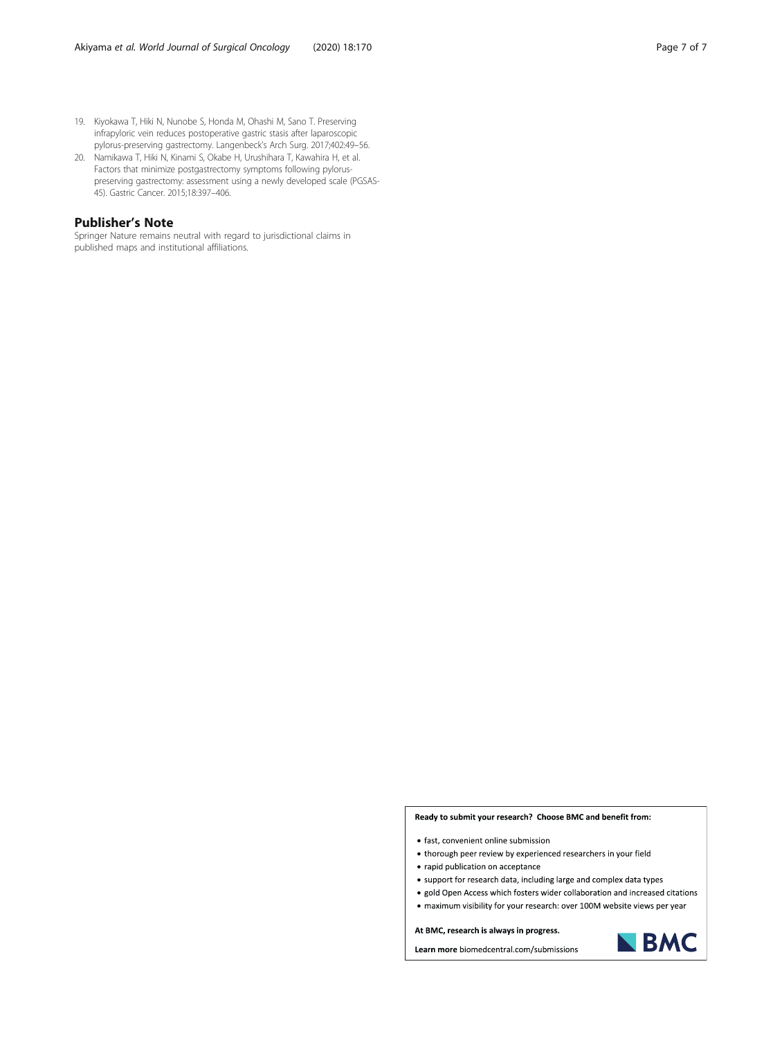19. Kiyokawa T, Hiki N, Nunobe S, Honda M, Ohashi M, Sano T. Preserving infrapyloric vein reduces postoperative gastric stasis after laparoscopic pylorus-preserving gastrectomy. Langenbeck's Arch Surg. 2017;402:49–56.
20. Namikawa T, Hiki N, Kinami S, Okabe H, Urushihara T, Kawahira H, et al. Factors that minimize postgastrectomy symptoms following pylorus-preserving gastrectomy: assessment using a newly developed scale (PGSAS-45). Gastric Cancer. 2015;18:397–406.

## Publisher's Note

Springer Nature remains neutral with regard to jurisdictional claims in published maps and institutional affiliations.

**Ready to submit your research? Choose BMC and benefit from:**

- fast, convenient online submission
- thorough peer review by experienced researchers in your field
- rapid publication on acceptance
- support for research data, including large and complex data types
- gold Open Access which fosters wider collaboration and increased citations
- maximum visibility for your research: over 100M website views per year

**At BMC, research is always in progress.**

**Learn more** biomedcentral.com/submissions

BMC